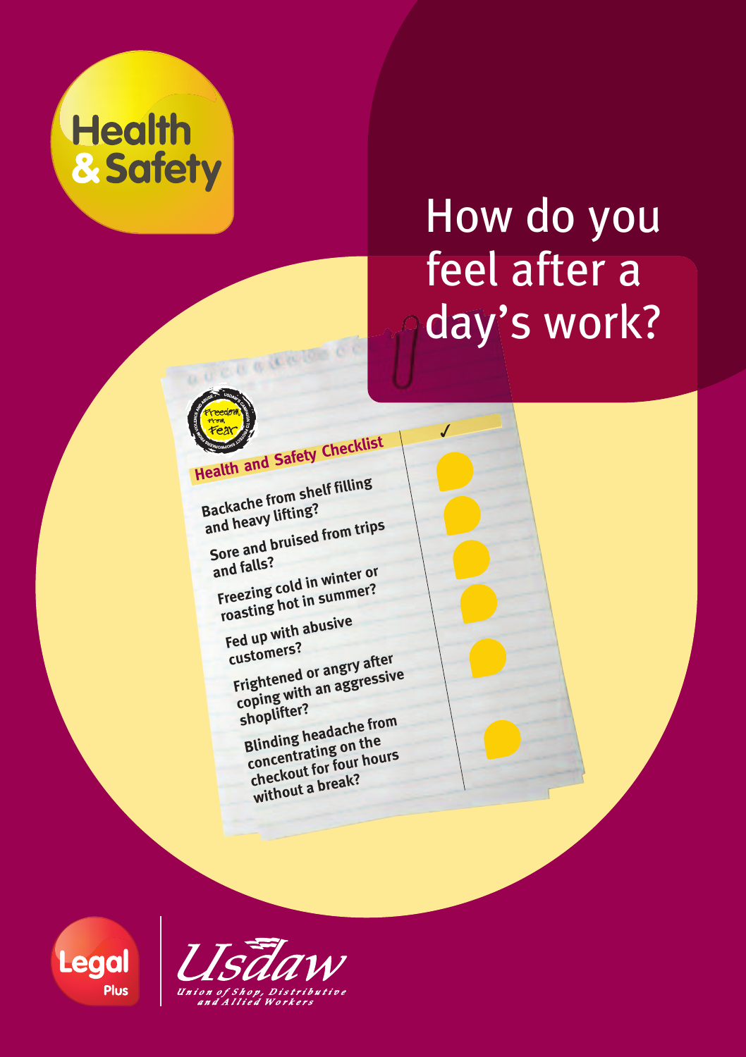Health & Safety

# How do you feel after a day's work?

Freedom from Fear

## Health and Safety Checklist

| | ✓ |
|---|---|
| Backache from shelf filling and heavy lifting? | |
| Sore and bruised from trips and falls? | |
| Freezing cold in winter or roasting hot in summer? | |
| Fed up with abusive customers? | |
| Frightened or angry after coping with an aggressive shoplifter? | |
| Blinding headache from concentrating on the checkout for four hours without a break? | |

Legal Plus

Usdaw

*Union of Shop, Distributive and Allied Workers*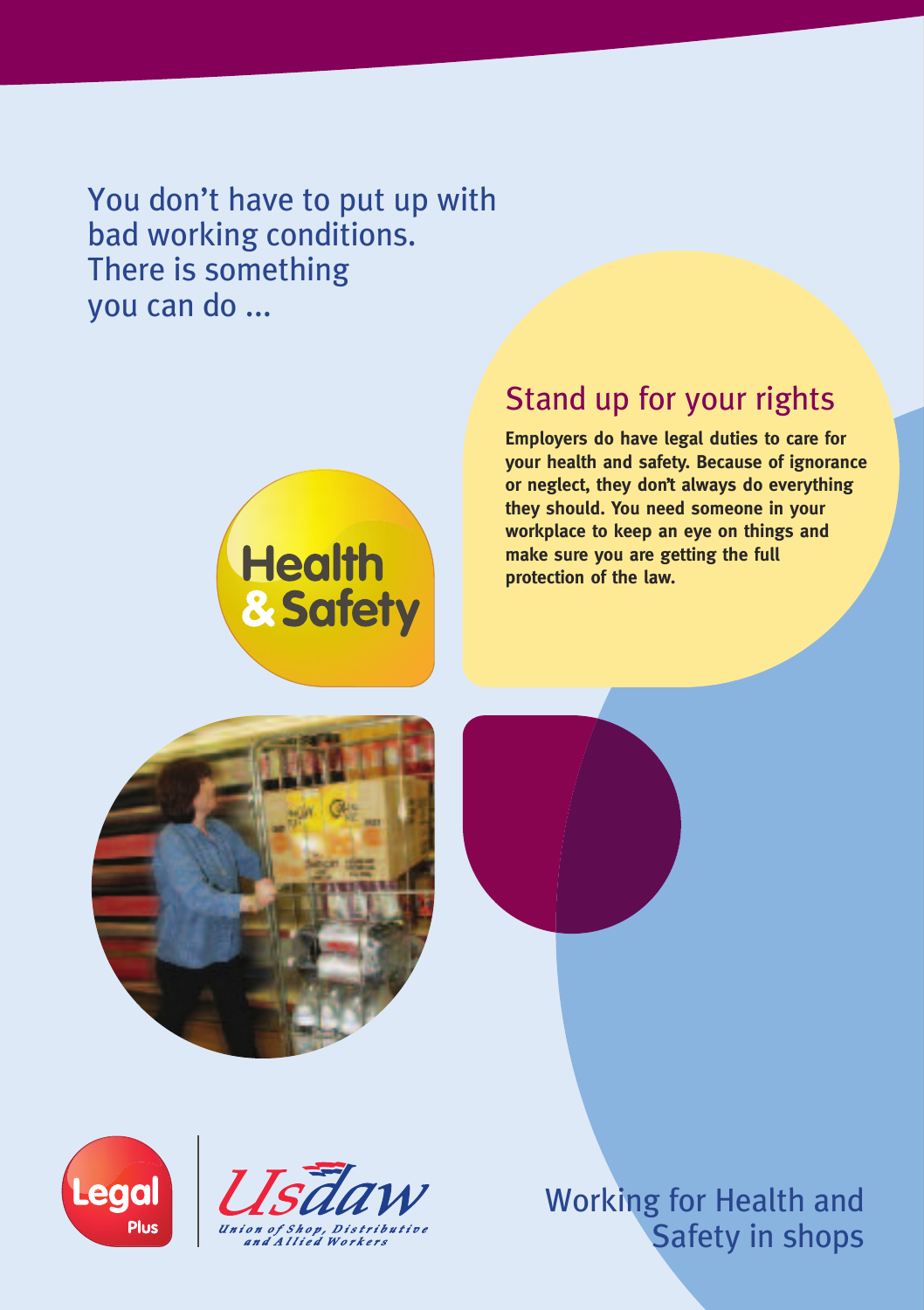You don't have to put up with bad working conditions. There is something you can do ...

## Stand up for your rights

**Employers do have legal duties to care for your health and safety. Because of ignorance or neglect, they don't always do everything they should. You need someone in your workplace to keep an eye on things and make sure you are getting the full protection of the law.**

Health & Safety

Legal Plus

Usdaw

*Union of Shop, Distributive and Allied Workers*

Working for Health and Safety in shops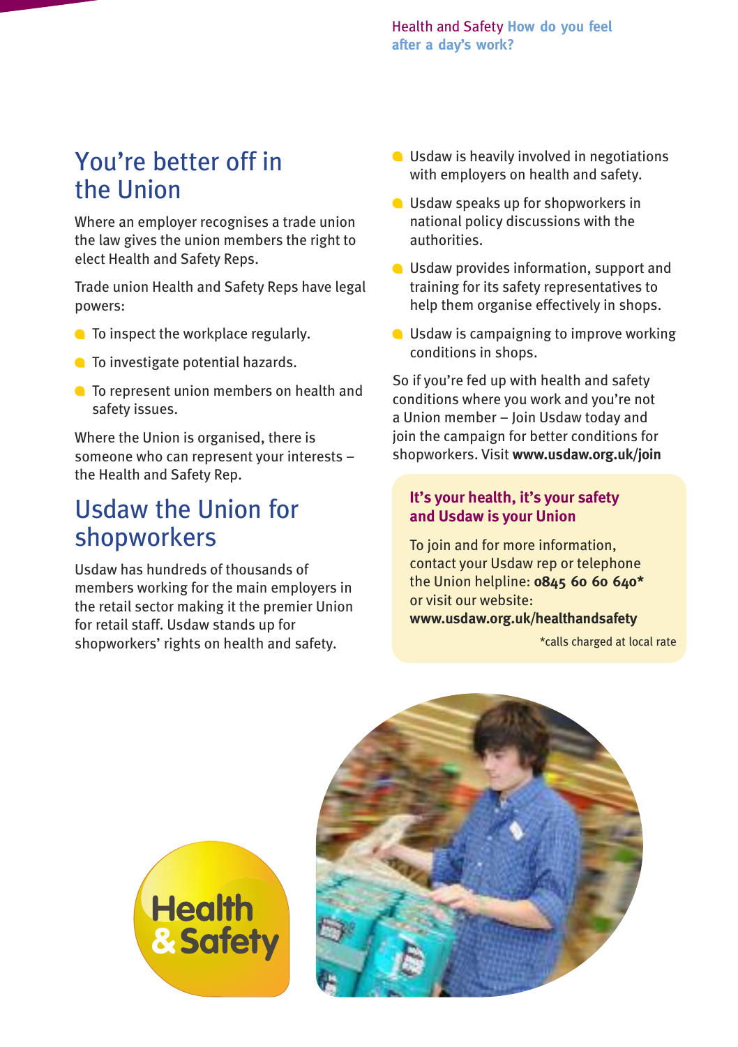## You're better off in the Union

Where an employer recognises a trade union the law gives the union members the right to elect Health and Safety Reps.

Trade union Health and Safety Reps have legal powers:

- To inspect the workplace regularly.
- To investigate potential hazards.
- To represent union members on health and safety issues.

Where the Union is organised, there is someone who can represent your interests – the Health and Safety Rep.

## Usdaw the Union for shopworkers

Usdaw has hundreds of thousands of members working for the main employers in the retail sector making it the premier Union for retail staff. Usdaw stands up for shopworkers' rights on health and safety.

- Usdaw is heavily involved in negotiations with employers on health and safety.
- Usdaw speaks up for shopworkers in national policy discussions with the authorities.
- Usdaw provides information, support and training for its safety representatives to help them organise effectively in shops.
- Usdaw is campaigning to improve working conditions in shops.

So if you're fed up with health and safety conditions where you work and you're not a Union member – Join Usdaw today and join the campaign for better conditions for shopworkers. Visit **www.usdaw.org.uk/join**

**It's your health, it's your safety and Usdaw is your Union**

To join and for more information, contact your Usdaw rep or telephone the Union helpline: **0845 60 60 640*** or visit our website: **www.usdaw.org.uk/healthandsafety**

*calls charged at local rate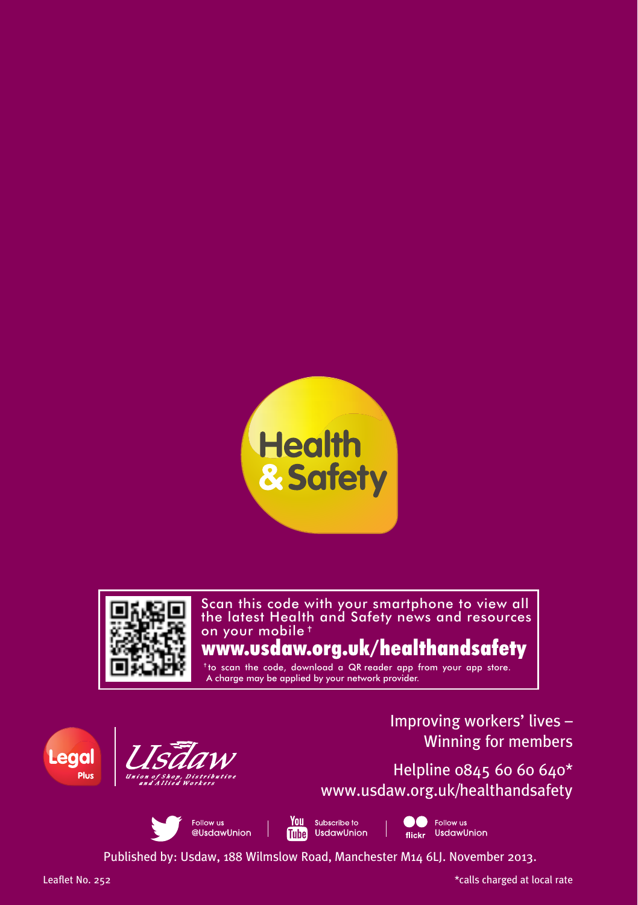Health & Safety

Scan this code with your smartphone to view all the latest Health and Safety news and resources on your mobile †

**www.usdaw.org.uk/healthandsafety**

†to scan the code, download a QR reader app from your app store. A charge may be applied by your network provider.

Legal Plus

Usdaw
Union of Shop, Distributive and Allied Workers

Improving workers' lives –
Winning for members

Helpline 0845 60 60 640*
www.usdaw.org.uk/healthandsafety

Follow us @UsdawUnion | Subscribe to UsdawUnion | Follow us UsdawUnion

Published by: Usdaw, 188 Wilmslow Road, Manchester M14 6LJ. November 2013.

Leaflet No. 252

*calls charged at local rate